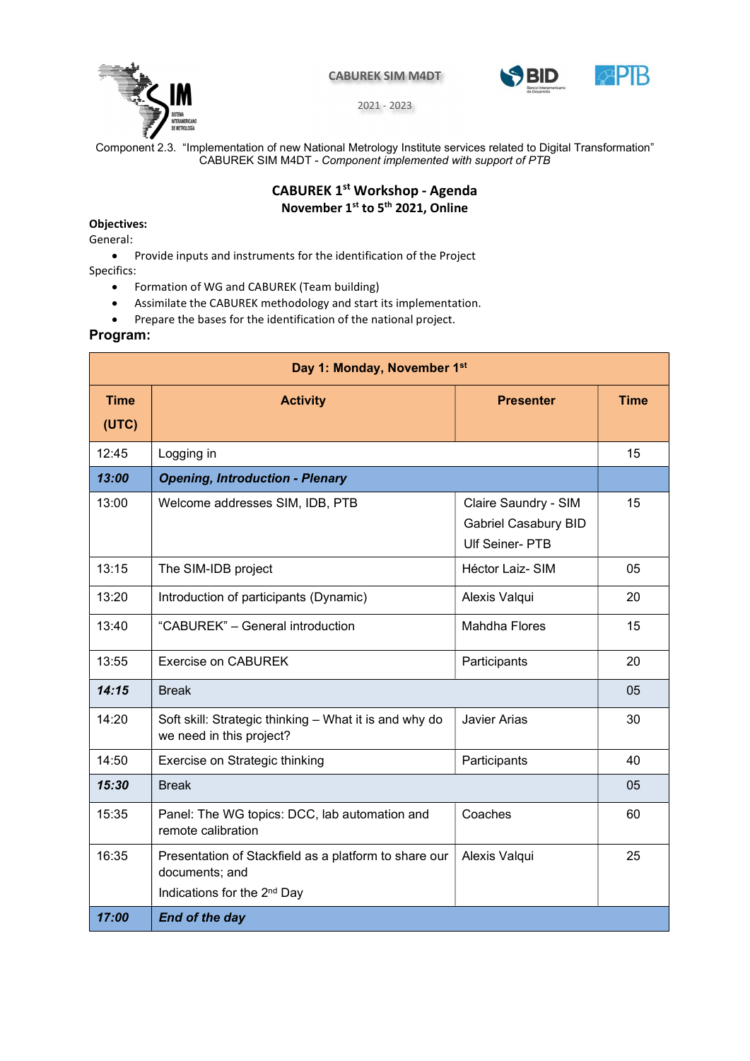CABUREK SIM M4DT

2021 - 2023

Component 2.3. "Implementation of new National Metrology Institute services related to Digital Transformation"
CABUREK SIM M4DT - *Component implemented with support of PTB*

## CABUREK 1st Workshop - Agenda
### November 1st to 5th 2021, Online

**Objectives:**

General:

- Provide inputs and instruments for the identification of the Project

Specifics:

- Formation of WG and CABUREK (Team building)
- Assimilate the CABUREK methodology and start its implementation.
- Prepare the bases for the identification of the national project.

**Program:**

| Day 1: Monday, November 1st | | | |
|---|---|---|---|
| **Time (UTC)** | **Activity** | **Presenter** | **Time** |
| 12:45 | Logging in | | 15 |
| ***13:00*** | ***Opening, Introduction - Plenary*** | | |
| 13:00 | Welcome addresses SIM, IDB, PTB | Claire Saundry - SIM<br>Gabriel Casabury BID<br>Ulf Seiner- PTB | 15 |
| 13:15 | The SIM-IDB project | Héctor Laiz- SIM | 05 |
| 13:20 | Introduction of participants (Dynamic) | Alexis Valqui | 20 |
| 13:40 | "CABUREK" – General introduction | Mahdha Flores | 15 |
| 13:55 | Exercise on CABUREK | Participants | 20 |
| ***14:15*** | Break | | 05 |
| 14:20 | Soft skill: Strategic thinking – What it is and why do we need in this project? | Javier Arias | 30 |
| 14:50 | Exercise on Strategic thinking | Participants | 40 |
| ***15:30*** | Break | | 05 |
| 15:35 | Panel: The WG topics: DCC, lab automation and remote calibration | Coaches | 60 |
| 16:35 | Presentation of Stackfield as a platform to share our documents; and<br>Indications for the 2nd Day | Alexis Valqui | 25 |
| ***17:00*** | ***End of the day*** | | |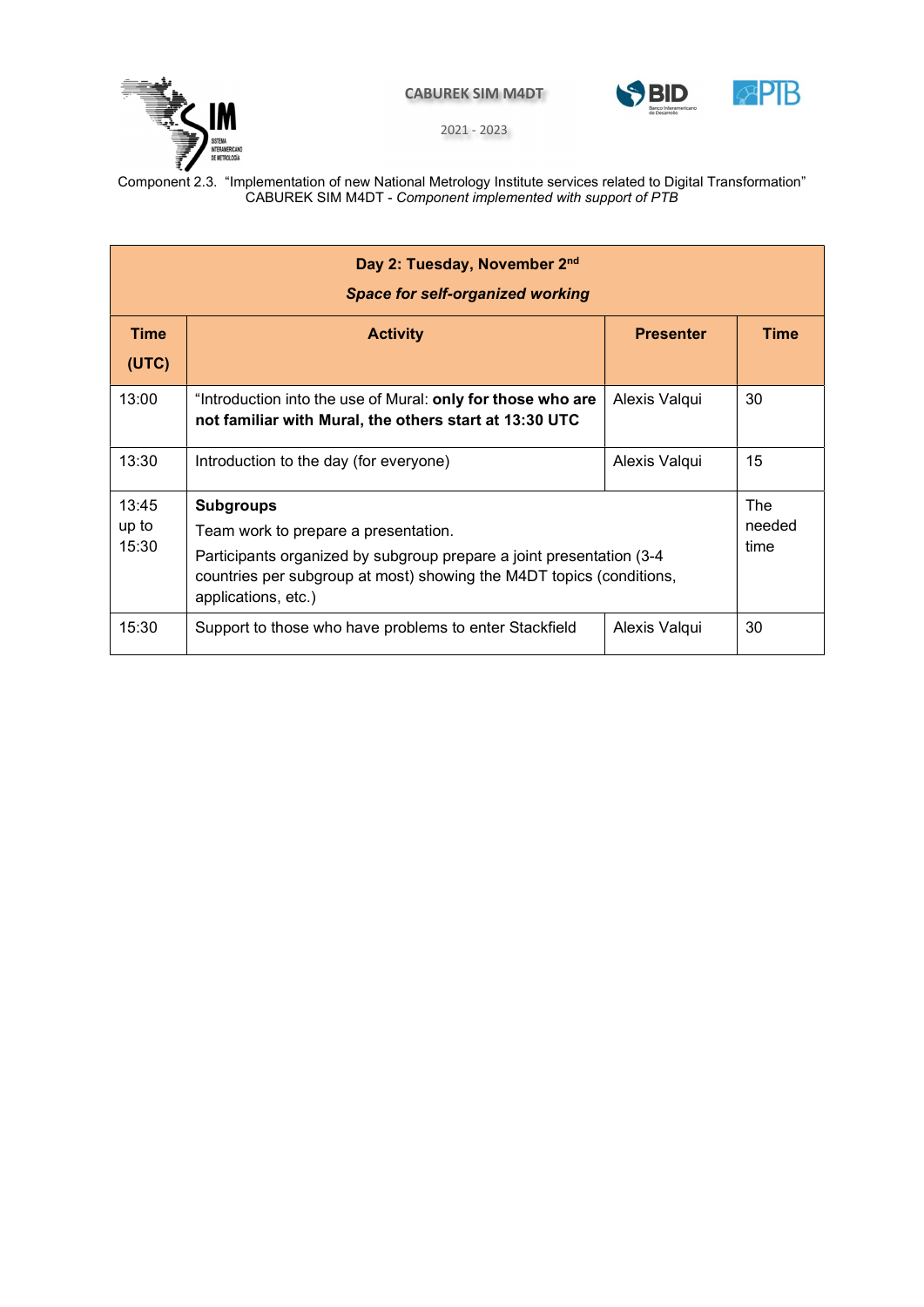Component 2.3. "Implementation of new National Metrology Institute services related to Digital Transformation"
CABUREK SIM M4DT - *Component implemented with support of PTB*

| **Day 2: Tuesday, November 2nd** *Space for self-organized working* | | | |
|---|---|---|---|
| **Time (UTC)** | **Activity** | **Presenter** | **Time** |
| 13:00 | "Introduction into the use of Mural: **only for those who are not familiar with Mural, the others start at 13:30 UTC** | Alexis Valqui | 30 |
| 13:30 | Introduction to the day (for everyone) | Alexis Valqui | 15 |
| 13:45 up to 15:30 | **Subgroups** Team work to prepare a presentation. Participants organized by subgroup prepare a joint presentation (3-4 countries per subgroup at most) showing the M4DT topics (conditions, applications, etc.) | | The needed time |
| 15:30 | Support to those who have problems to enter Stackfield | Alexis Valqui | 30 |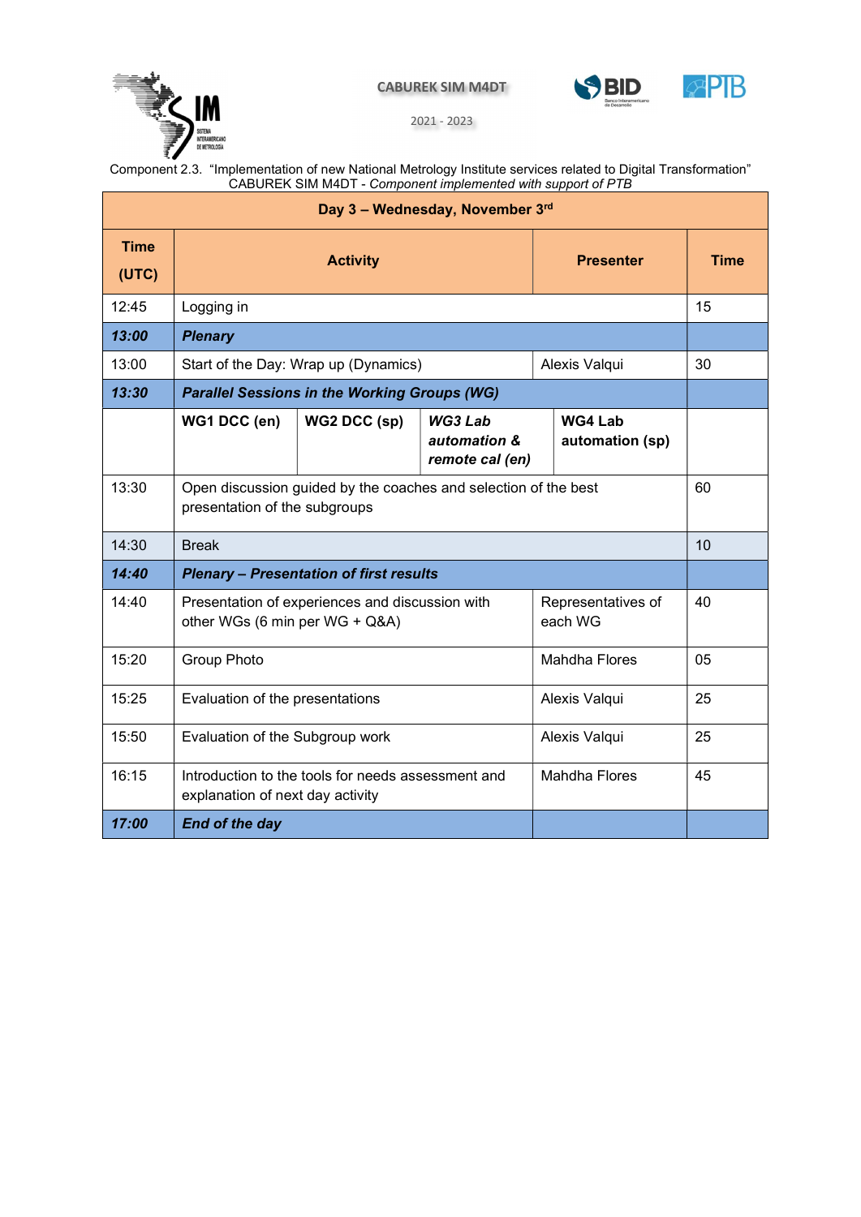CABUREK SIM M4DT

2021 - 2023

Component 2.3. "Implementation of new National Metrology Institute services related to Digital Transformation"
CABUREK SIM M4DT - *Component implemented with support of PTB*

| Day 3 – Wednesday, November 3rd | | | | | |
|---|---|---|---|---|---|
| **Time (UTC)** | **Activity** | | | **Presenter** | **Time** |
| 12:45 | Logging in | | | | 15 |
| ***13:00*** | ***Plenary*** | | | | |
| 13:00 | Start of the Day: Wrap up (Dynamics) | | | Alexis Valqui | 30 |
| ***13:30*** | ***Parallel Sessions in the Working Groups (WG)*** | | | | |
| | **WG1 DCC (en)** | **WG2 DCC (sp)** | ***WG3 Lab automation & remote cal (en)*** | **WG4 Lab automation (sp)** | |
| 13:30 | Open discussion guided by the coaches and selection of the best presentation of the subgroups | | | | 60 |
| 14:30 | Break | | | | 10 |
| ***14:40*** | ***Plenary – Presentation of first results*** | | | | |
| 14:40 | Presentation of experiences and discussion with other WGs (6 min per WG + Q&A) | | | Representatives of each WG | 40 |
| 15:20 | Group Photo | | | Mahdha Flores | 05 |
| 15:25 | Evaluation of the presentations | | | Alexis Valqui | 25 |
| 15:50 | Evaluation of the Subgroup work | | | Alexis Valqui | 25 |
| 16:15 | Introduction to the tools for needs assessment and explanation of next day activity | | | Mahdha Flores | 45 |
| ***17:00*** | ***End of the day*** | | | | |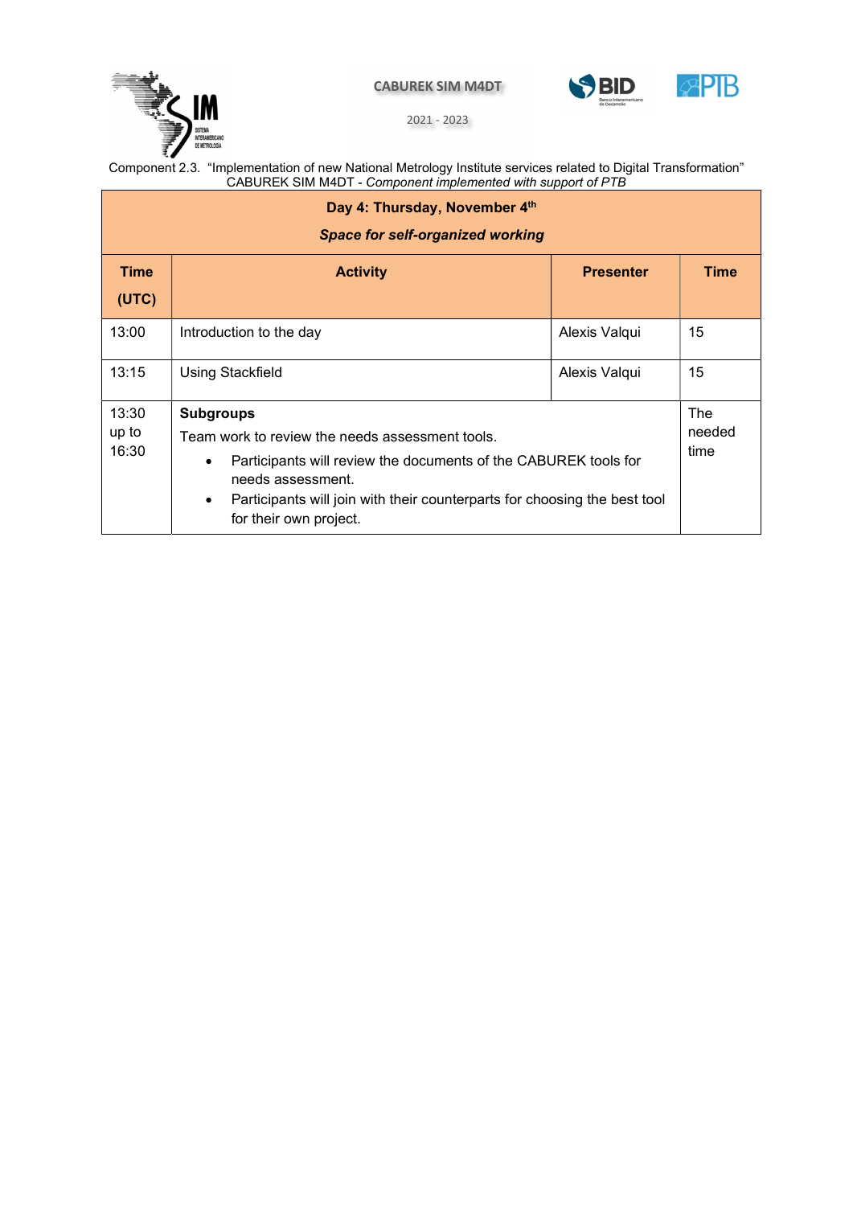Component 2.3. "Implementation of new National Metrology Institute services related to Digital Transformation"
CABUREK SIM M4DT - *Component implemented with support of PTB*

| **Day 4: Thursday, November 4th**<br>***Space for self-organized working*** | | | |
|---|---|---|---|
| **Time (UTC)** | **Activity** | **Presenter** | **Time** |
| 13:00 | Introduction to the day | Alexis Valqui | 15 |
| 13:15 | Using Stackfield | Alexis Valqui | 15 |
| 13:30 up to 16:30 | **Subgroups**<br>Team work to review the needs assessment tools.<br>• Participants will review the documents of the CABUREK tools for needs assessment.<br>• Participants will join with their counterparts for choosing the best tool for their own project. | | The needed time |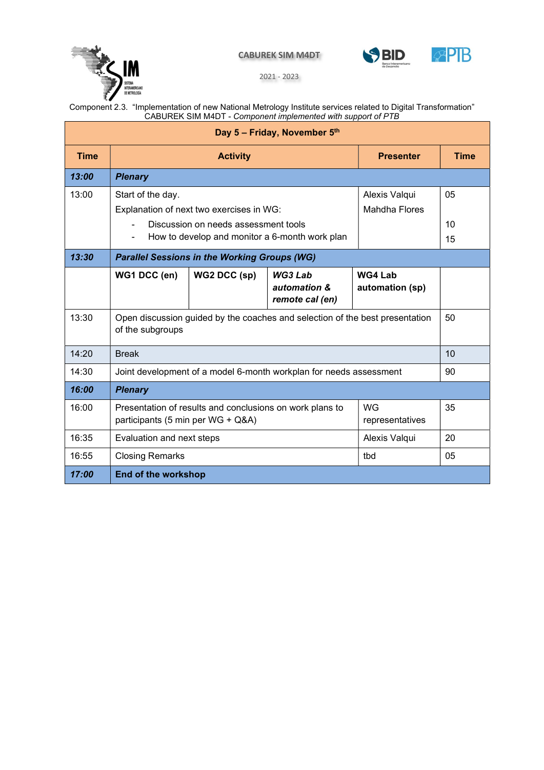CABUREK SIM M4DT

2021 - 2023

Component 2.3. "Implementation of new National Metrology Institute services related to Digital Transformation"
CABUREK SIM M4DT - *Component implemented with support of PTB*

| Day 5 – Friday, November 5th | | | | | |
|---|---|---|---|---|---|
| **Time** | **Activity** | | | **Presenter** | **Time** |
| ***13:00*** | ***Plenary*** | | | | |
| 13:00 | Start of the day.<br>Explanation of next two exercises in WG:<br>- Discussion on needs assessment tools<br>- How to develop and monitor a 6-month work plan | | | Alexis Valqui<br>Mahdha Flores | 05<br><br>10<br>15 |
| ***13:30*** | ***Parallel Sessions in the Working Groups (WG)*** | | | | |
| | **WG1 DCC (en)** | **WG2 DCC (sp)** | ***WG3 Lab automation & remote cal (en)*** | **WG4 Lab automation (sp)** | |
| 13:30 | Open discussion guided by the coaches and selection of the best presentation of the subgroups | | | | 50 |
| 14:20 | Break | | | | 10 |
| 14:30 | Joint development of a model 6-month workplan for needs assessment | | | | 90 |
| ***16:00*** | ***Plenary*** | | | | |
| 16:00 | Presentation of results and conclusions on work plans to participants (5 min per WG + Q&A) | | | WG representatives | 35 |
| 16:35 | Evaluation and next steps | | | Alexis Valqui | 20 |
| 16:55 | Closing Remarks | | | tbd | 05 |
| ***17:00*** | **End of the workshop** | | | | |